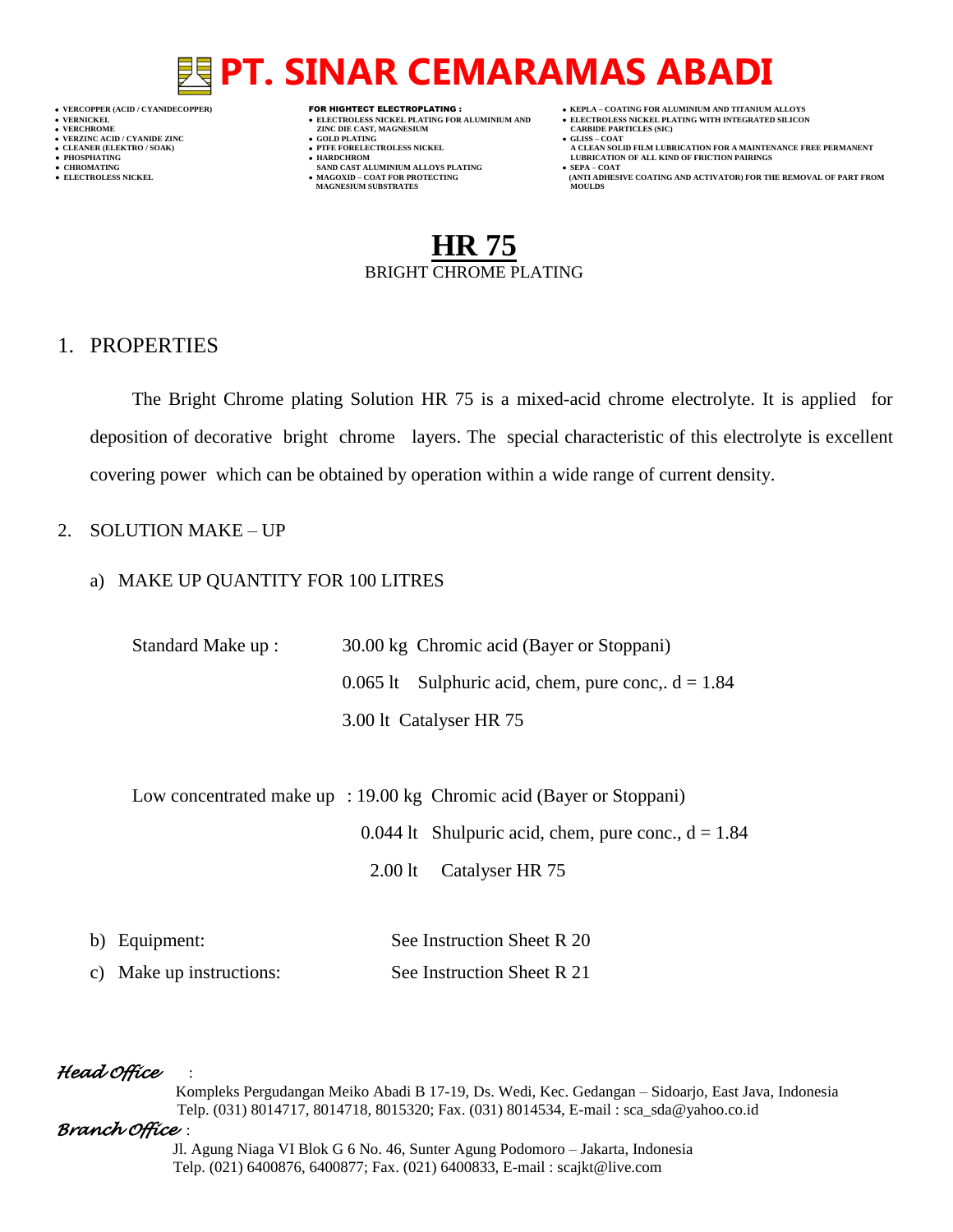# PT. SINAR CEMARAMAS ABADI

- VERCOPPER (ACID / CYANIDECOPPER)
- VERNICKEL
- VERCHROME
- VERZINC ACID / CYANIDE ZINC
- CLEANER (ELEKTRO / SOAK)
- PHOSPHATING
- CHROMATING
- ELECTROLESS NICKEL

**FOR HIGHTECT ELECTROPLATING :**

- ELECTROLESS NICKEL PLATING FOR ALUMINIUM AND ZINC DIE CAST, MAGNESIUM
- GOLD PLATING
- PTFE FORELECTROLESS NICKEL
- HARDCHROM SAND CAST ALUMINIUM ALLOYS PLATING
- MAGOXID – COAT FOR PROTECTING MAGNESIUM SUBSTRATES

- KEPLA – COATING FOR ALUMINIUM AND TITANIUM ALLOYS
- ELECTROLESS NICKEL PLATING WITH INTEGRATED SILICON CARBIDE PARTICLES (SIC)
- GLISS – COAT A CLEAN SOLID FILM LUBRICATION FOR A MAINTENANCE FREE PERMANENT LUBRICATION OF ALL KIND OF FRICTION PAIRINGS
- SEPA – COAT (ANTI ADHESIVE COATING AND ACTIVATOR) FOR THE REMOVAL OF PART FROM MOULDS

## HR 75

BRIGHT CHROME PLATING

## 1. PROPERTIES

The Bright Chrome plating Solution HR 75 is a mixed-acid chrome electrolyte. It is applied for deposition of decorative bright chrome layers. The special characteristic of this electrolyte is excellent covering power which can be obtained by operation within a wide range of current density.

## 2. SOLUTION MAKE – UP

a) MAKE UP QUANTITY FOR 100 LITRES

Standard Make up : 30.00 kg Chromic acid (Bayer or Stoppani)
0.065 lt Sulphuric acid, chem, pure conc,. d = 1.84
3.00 lt Catalyser HR 75

Low concentrated make up : 19.00 kg Chromic acid (Bayer or Stoppani)
0.044 lt Shulpuric acid, chem, pure conc., d = 1.84
2.00 lt Catalyser HR 75

b) Equipment: See Instruction Sheet R 20

c) Make up instructions: See Instruction Sheet R 21

*Head Office* :
Kompleks Pergudangan Meiko Abadi B 17-19, Ds. Wedi, Kec. Gedangan – Sidoarjo, East Java, Indonesia
Telp. (031) 8014717, 8014718, 8015320; Fax. (031) 8014534, E-mail : sca_sda@yahoo.co.id

*Branch Office* :
Jl. Agung Niaga VI Blok G 6 No. 46, Sunter Agung Podomoro – Jakarta, Indonesia
Telp. (021) 6400876, 6400877; Fax. (021) 6400833, E-mail : scajkt@live.com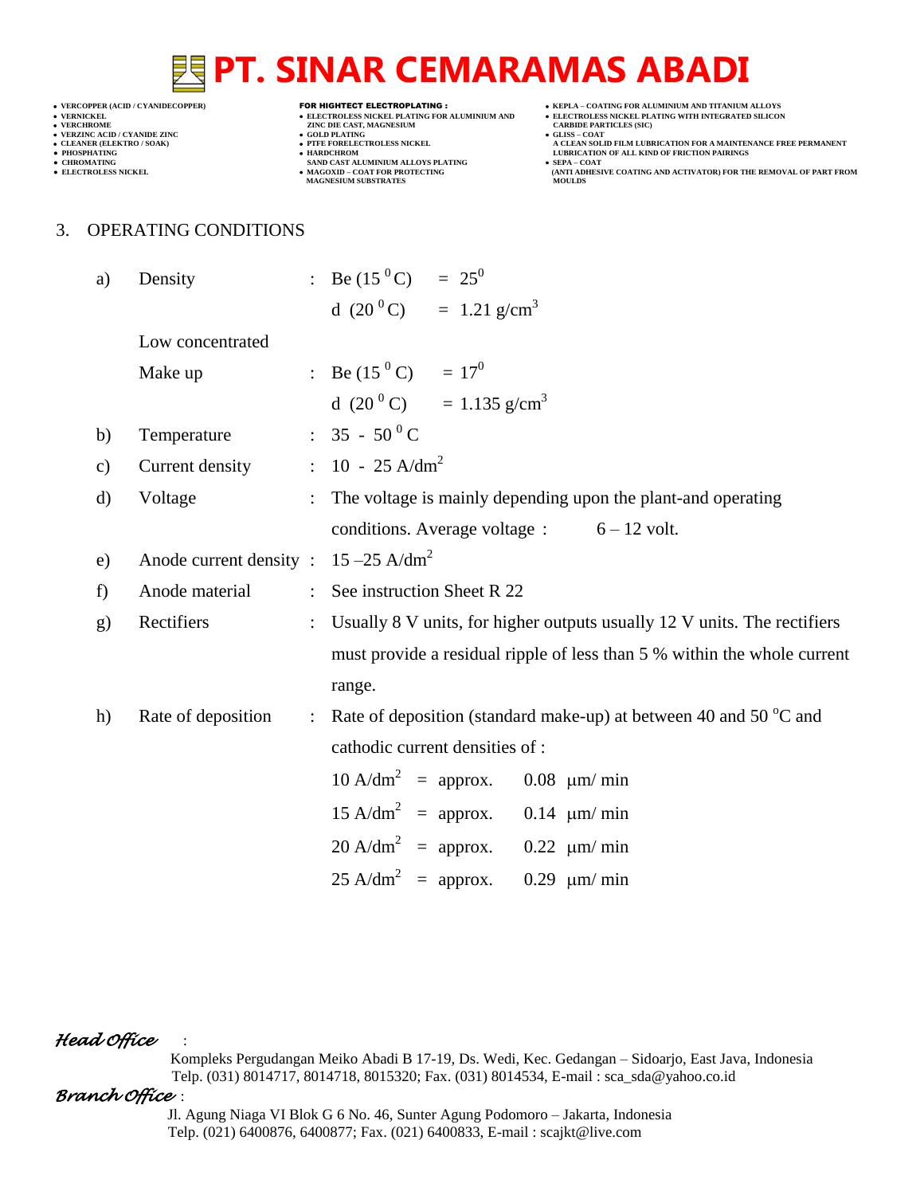## 3. OPERATING CONDITIONS

a) Density : Be ($15\,^0$C) = $25^0$

d ($20\,^0$C) = 1.21 g/cm$^3$

Low concentrated

Make up : Be ($15\,^0$C) = $17^0$

d ($20\,^0$C) = 1.135 g/cm$^3$

b) Temperature : 35 - 50 $^0$C

c) Current density : 10 - 25 A/dm$^2$

d) Voltage : The voltage is mainly depending upon the plant-and operating conditions. Average voltage : 6 – 12 volt.

e) Anode current density : 15 –25 A/dm$^2$

f) Anode material : See instruction Sheet R 22

g) Rectifiers : Usually 8 V units, for higher outputs usually 12 V units. The rectifiers must provide a residual ripple of less than 5 % within the whole current range.

h) Rate of deposition : Rate of deposition (standard make-up) at between 40 and 50 $^o$C and cathodic current densities of :

10 A/dm$^2$ = approx. 0.08 µm/ min

15 A/dm$^2$ = approx. 0.14 µm/ min

20 A/dm$^2$ = approx. 0.22 µm/ min

25 A/dm$^2$ = approx. 0.29 µm/ min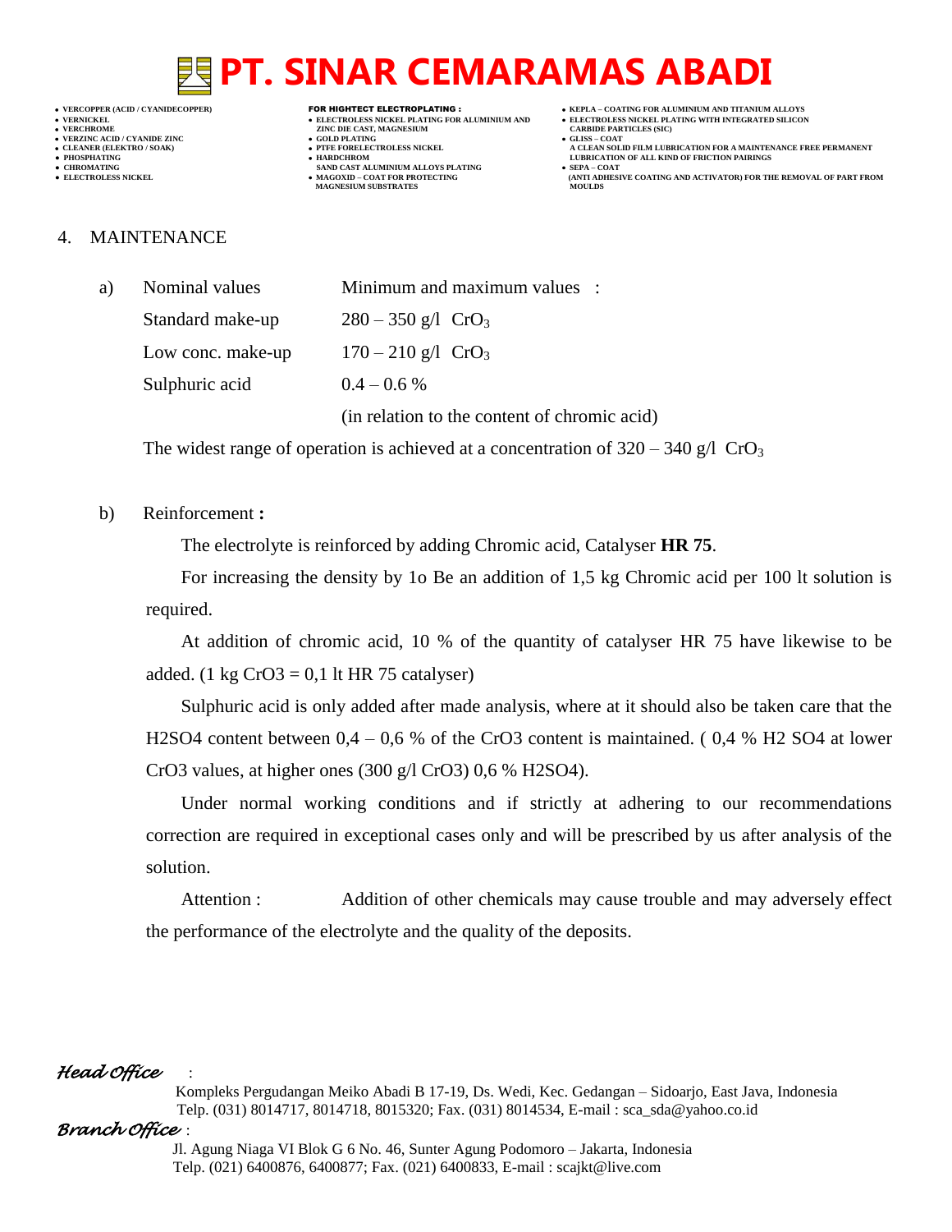## 4. MAINTENANCE

a) Nominal values — Minimum and maximum values :

| Nominal values | Minimum and maximum values |
|---|---|
| Standard make-up | 280 – 350 g/l $CrO_3$ |
| Low conc. make-up | 170 – 210 g/l $CrO_3$ |
| Sulphuric acid | 0.4 – 0.6 % (in relation to the content of chromic acid) |

The widest range of operation is achieved at a concentration of 320 – 340 g/l $CrO_3$

b) Reinforcement **:**

The electrolyte is reinforced by adding Chromic acid, Catalyser **HR 75**.

For increasing the density by 1o Be an addition of 1,5 kg Chromic acid per 100 lt solution is required.

At addition of chromic acid, 10 % of the quantity of catalyser HR 75 have likewise to be added. (1 kg CrO3 = 0,1 lt HR 75 catalyser)

Sulphuric acid is only added after made analysis, where at it should also be taken care that the H2SO4 content between 0,4 – 0,6 % of the CrO3 content is maintained. ( 0,4 % H2 SO4 at lower CrO3 values, at higher ones (300 g/l CrO3) 0,6 % H2SO4).

Under normal working conditions and if strictly at adhering to our recommendations correction are required in exceptional cases only and will be prescribed by us after analysis of the solution.

Attention : Addition of other chemicals may cause trouble and may adversely effect the performance of the electrolyte and the quality of the deposits.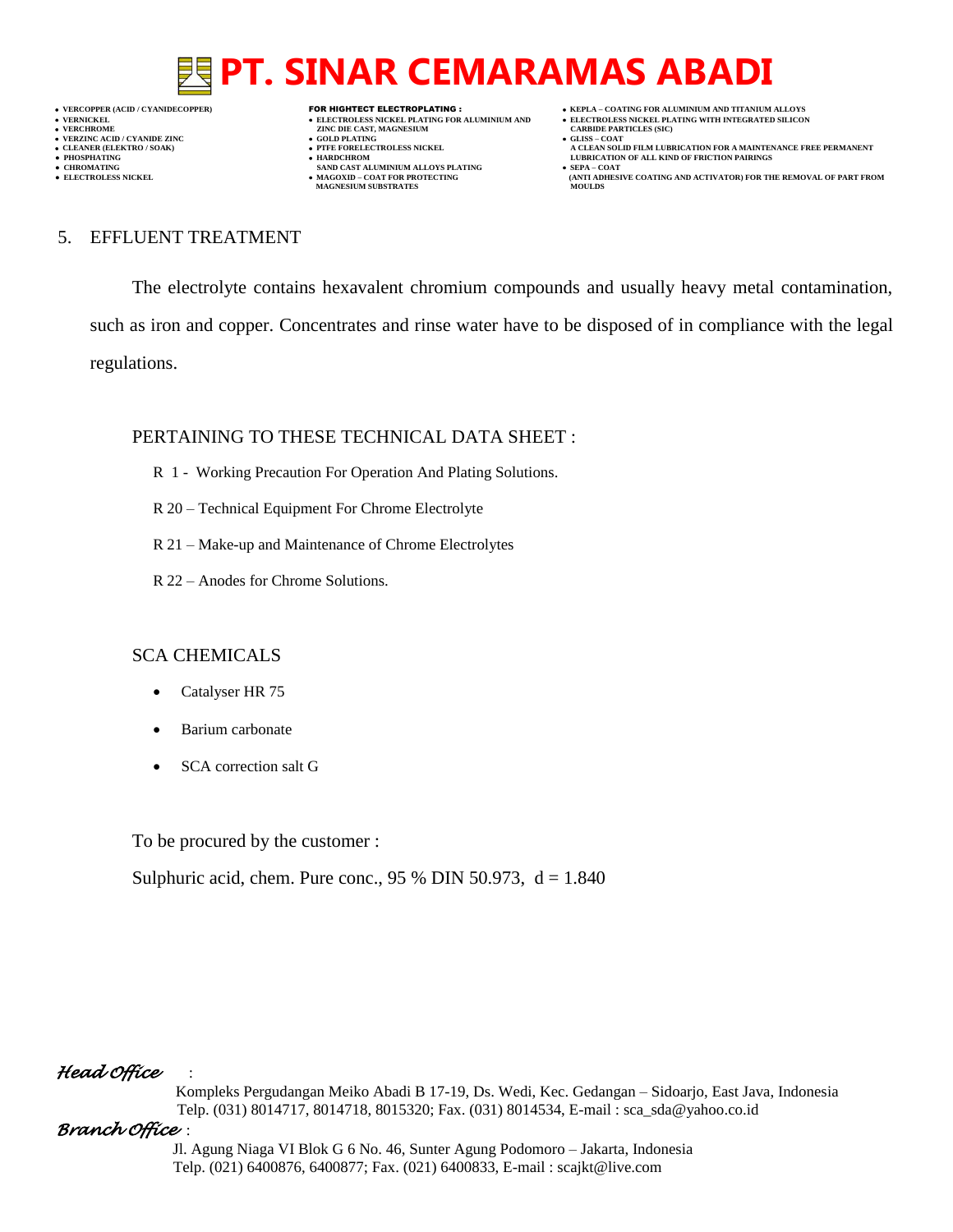## 5. EFFLUENT TREATMENT

The electrolyte contains hexavalent chromium compounds and usually heavy metal contamination, such as iron and copper. Concentrates and rinse water have to be disposed of in compliance with the legal regulations.

PERTAINING TO THESE TECHNICAL DATA SHEET :

R 1 - Working Precaution For Operation And Plating Solutions.

R 20 – Technical Equipment For Chrome Electrolyte

R 21 – Make-up and Maintenance of Chrome Electrolytes

R 22 – Anodes for Chrome Solutions.

SCA CHEMICALS

- Catalyser HR 75
- Barium carbonate
- SCA correction salt G

To be procured by the customer :

Sulphuric acid, chem. Pure conc., 95 % DIN 50.973, d = 1.840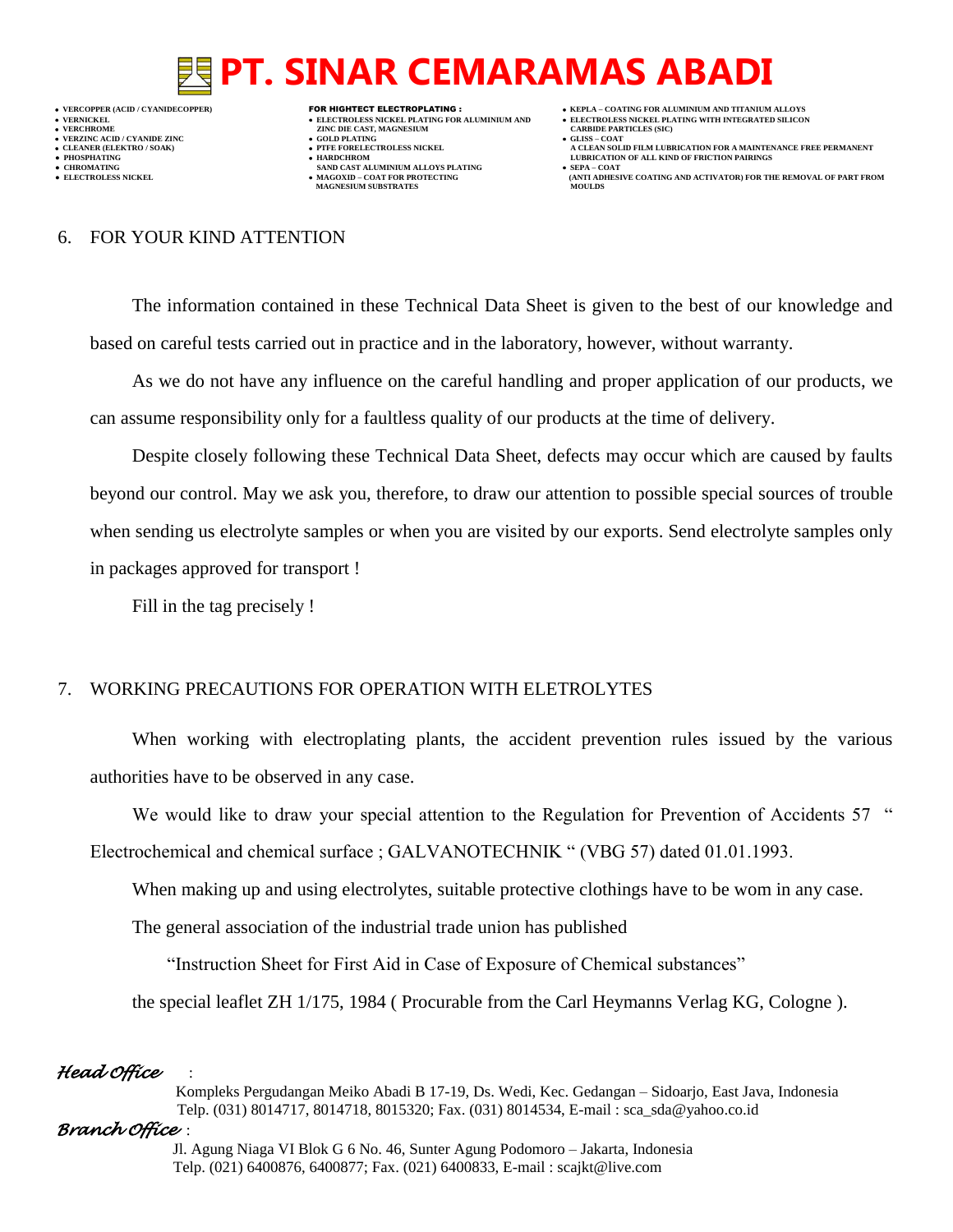## 6. FOR YOUR KIND ATTENTION

The information contained in these Technical Data Sheet is given to the best of our knowledge and based on careful tests carried out in practice and in the laboratory, however, without warranty.

As we do not have any influence on the careful handling and proper application of our products, we can assume responsibility only for a faultless quality of our products at the time of delivery.

Despite closely following these Technical Data Sheet, defects may occur which are caused by faults beyond our control. May we ask you, therefore, to draw our attention to possible special sources of trouble when sending us electrolyte samples or when you are visited by our exports. Send electrolyte samples only in packages approved for transport !

Fill in the tag precisely !

## 7. WORKING PRECAUTIONS FOR OPERATION WITH ELETROLYTES

When working with electroplating plants, the accident prevention rules issued by the various authorities have to be observed in any case.

We would like to draw your special attention to the Regulation for Prevention of Accidents 57 " Electrochemical and chemical surface ; GALVANOTECHNIK " (VBG 57) dated 01.01.1993.

When making up and using electrolytes, suitable protective clothings have to be wom in any case.

The general association of the industrial trade union has published

"Instruction Sheet for First Aid in Case of Exposure of Chemical substances"

the special leaflet ZH 1/175, 1984 ( Procurable from the Carl Heymanns Verlag KG, Cologne ).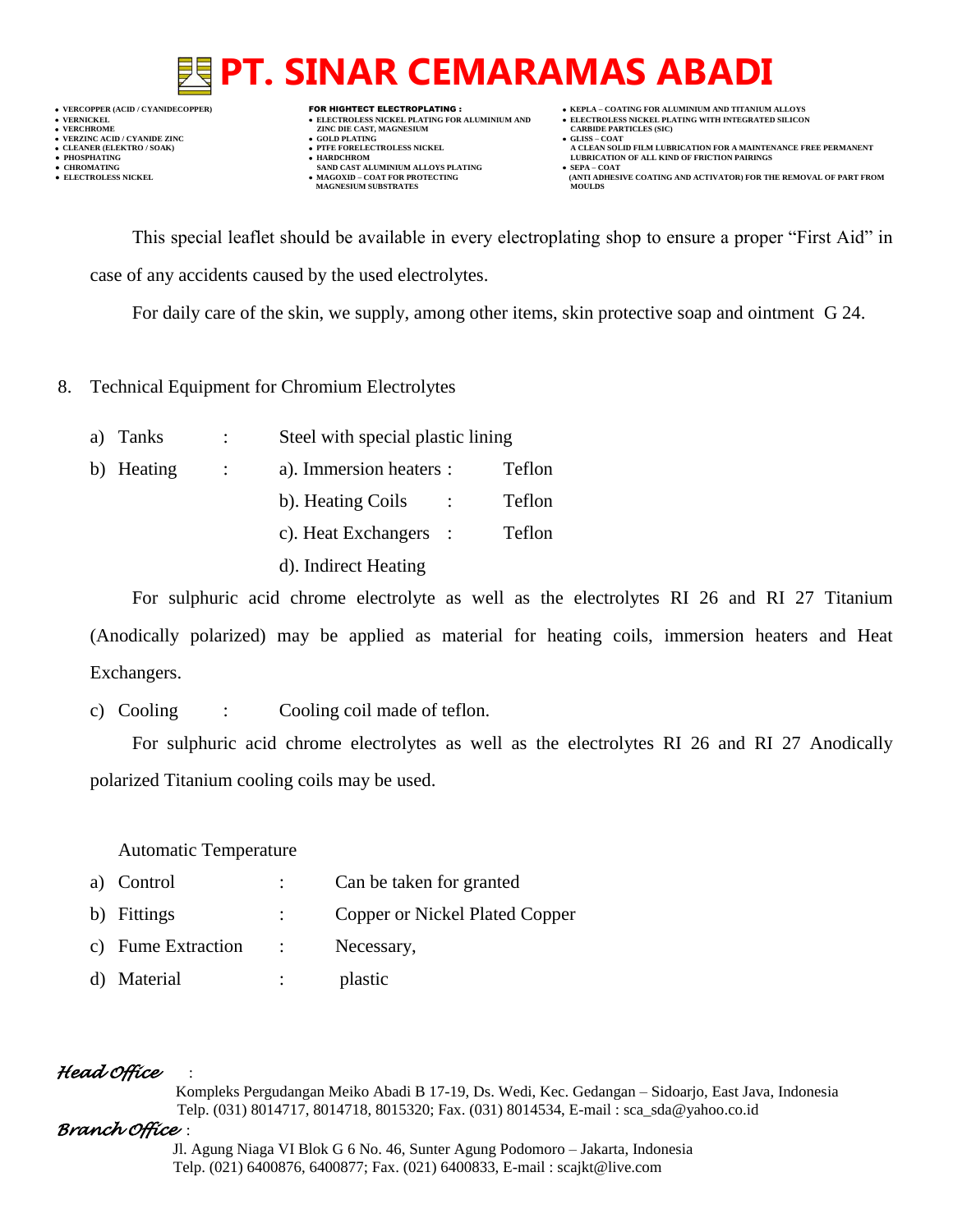This special leaflet should be available in every electroplating shop to ensure a proper "First Aid" in case of any accidents caused by the used electrolytes.

For daily care of the skin, we supply, among other items, skin protective soap and ointment G 24.

8. Technical Equipment for Chromium Electrolytes

   a) Tanks : Steel with special plastic lining

   b) Heating :
      - a). Immersion heaters : Teflon
      - b). Heating Coils : Teflon
      - c). Heat Exchangers : Teflon
      - d). Indirect Heating

   For sulphuric acid chrome electrolyte as well as the electrolytes RI 26 and RI 27 Titanium (Anodically polarized) may be applied as material for heating coils, immersion heaters and Heat Exchangers.

   c) Cooling : Cooling coil made of teflon.

   For sulphuric acid chrome electrolytes as well as the electrolytes RI 26 and RI 27 Anodically polarized Titanium cooling coils may be used.

   Automatic Temperature

   a) Control : Can be taken for granted

   b) Fittings : Copper or Nickel Plated Copper

   c) Fume Extraction : Necessary,

   d) Material : plastic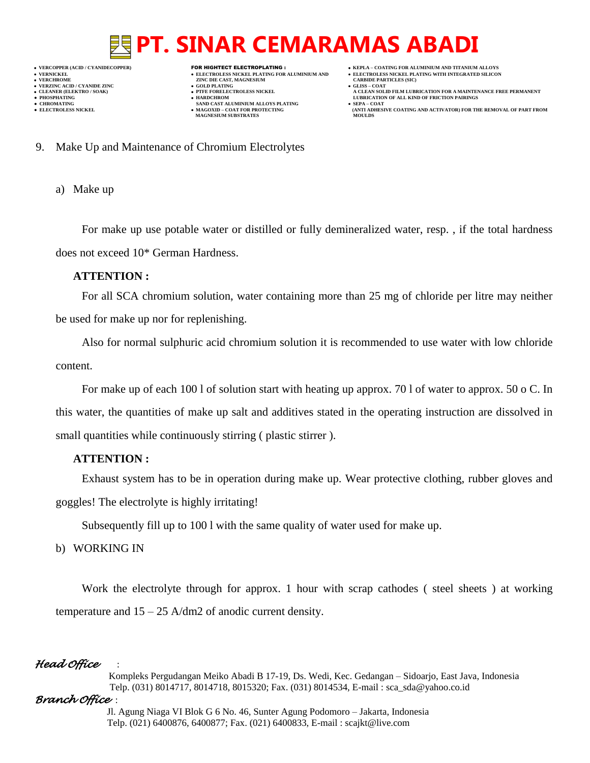9. Make Up and Maintenance of Chromium Electrolytes

a) Make up

For make up use potable water or distilled or fully demineralized water, resp. , if the total hardness does not exceed 10* German Hardness.

**ATTENTION :**

For all SCA chromium solution, water containing more than 25 mg of chloride per litre may neither be used for make up nor for replenishing.

Also for normal sulphuric acid chromium solution it is recommended to use water with low chloride content.

For make up of each 100 l of solution start with heating up approx. 70 l of water to approx. 50 o C. In this water, the quantities of make up salt and additives stated in the operating instruction are dissolved in small quantities while continuously stirring ( plastic stirrer ).

**ATTENTION :**

Exhaust system has to be in operation during make up. Wear protective clothing, rubber gloves and goggles! The electrolyte is highly irritating!

Subsequently fill up to 100 l with the same quality of water used for make up.

b) WORKING IN

Work the electrolyte through for approx. 1 hour with scrap cathodes ( steel sheets ) at working temperature and 15 – 25 A/dm2 of anodic current density.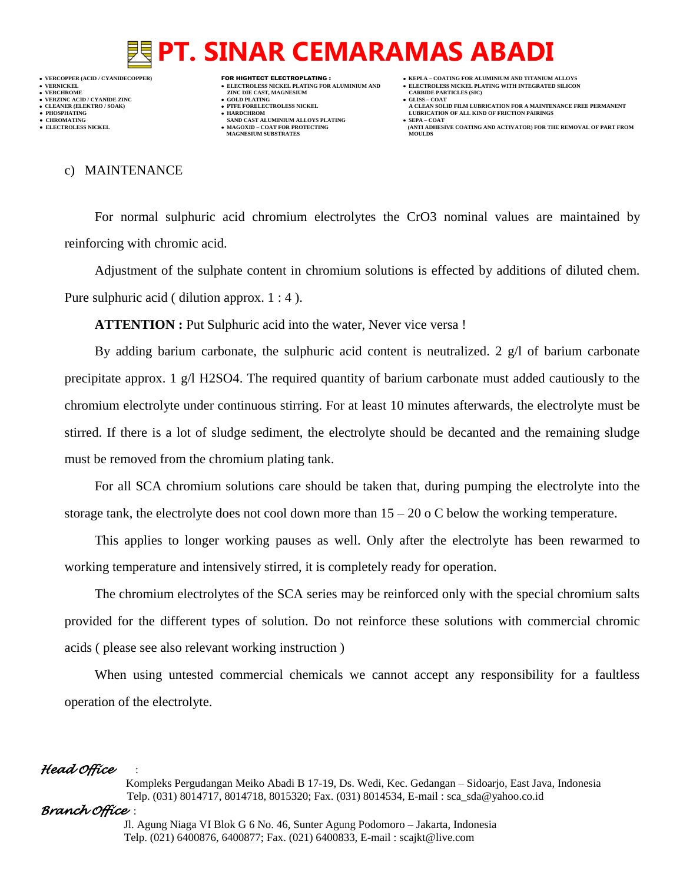c) MAINTENANCE

For normal sulphuric acid chromium electrolytes the $CrO_3$ nominal values are maintained by reinforcing with chromic acid.

Adjustment of the sulphate content in chromium solutions is effected by additions of diluted chem. Pure sulphuric acid ( dilution approx. 1 : 4 ).

**ATTENTION :** Put Sulphuric acid into the water, Never vice versa !

By adding barium carbonate, the sulphuric acid content is neutralized. 2 g/l of barium carbonate precipitate approx. 1 g/l $H_2SO_4$. The required quantity of barium carbonate must added cautiously to the chromium electrolyte under continuous stirring. For at least 10 minutes afterwards, the electrolyte must be stirred. If there is a lot of sludge sediment, the electrolyte should be decanted and the remaining sludge must be removed from the chromium plating tank.

For all SCA chromium solutions care should be taken that, during pumping the electrolyte into the storage tank, the electrolyte does not cool down more than 15 – 20 o C below the working temperature.

This applies to longer working pauses as well. Only after the electrolyte has been rewarmed to working temperature and intensively stirred, it is completely ready for operation.

The chromium electrolytes of the SCA series may be reinforced only with the special chromium salts provided for the different types of solution. Do not reinforce these solutions with commercial chromic acids ( please see also relevant working instruction )

When using untested commercial chemicals we cannot accept any responsibility for a faultless operation of the electrolyte.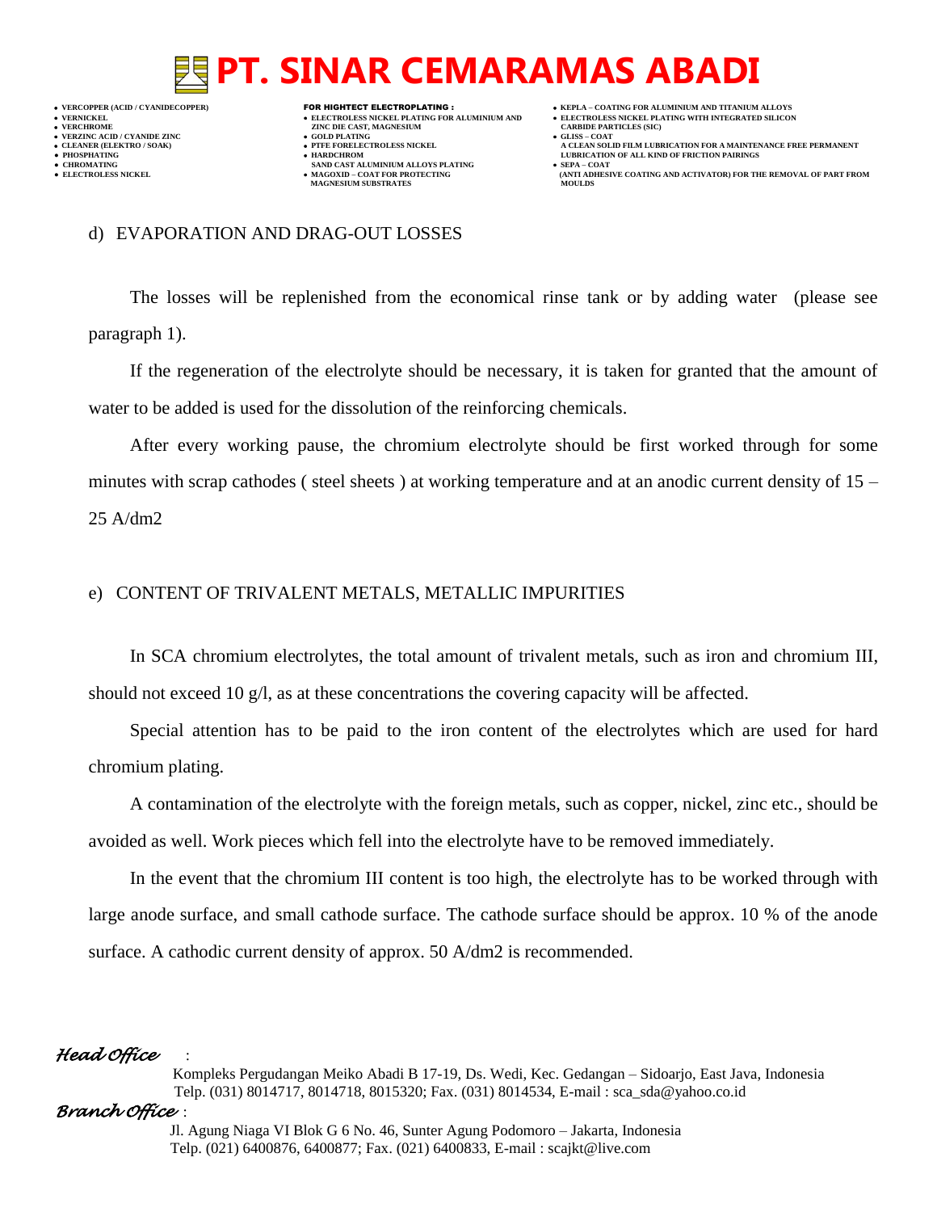d) EVAPORATION AND DRAG-OUT LOSSES

The losses will be replenished from the economical rinse tank or by adding water (please see paragraph 1).

If the regeneration of the electrolyte should be necessary, it is taken for granted that the amount of water to be added is used for the dissolution of the reinforcing chemicals.

After every working pause, the chromium electrolyte should be first worked through for some minutes with scrap cathodes ( steel sheets ) at working temperature and at an anodic current density of 15 – 25 A/dm2

e) CONTENT OF TRIVALENT METALS, METALLIC IMPURITIES

In SCA chromium electrolytes, the total amount of trivalent metals, such as iron and chromium III, should not exceed 10 g/l, as at these concentrations the covering capacity will be affected.

Special attention has to be paid to the iron content of the electrolytes which are used for hard chromium plating.

A contamination of the electrolyte with the foreign metals, such as copper, nickel, zinc etc., should be avoided as well. Work pieces which fell into the electrolyte have to be removed immediately.

In the event that the chromium III content is too high, the electrolyte has to be worked through with large anode surface, and small cathode surface. The cathode surface should be approx. 10 % of the anode surface. A cathodic current density of approx. 50 A/dm2 is recommended.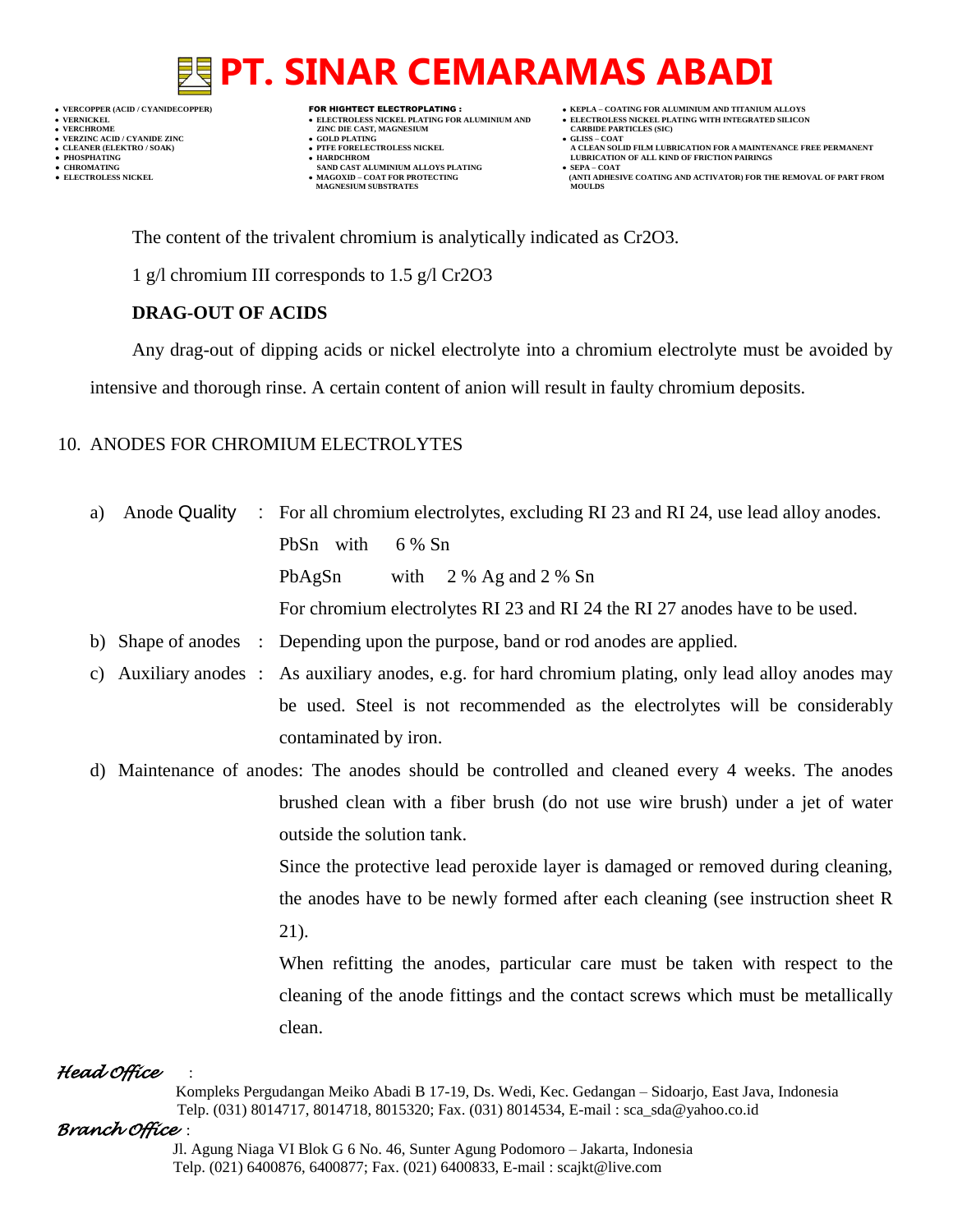The content of the trivalent chromium is analytically indicated as $Cr_2O_3$.

1 g/l chromium III corresponds to 1.5 g/l $Cr_2O_3$

**DRAG-OUT OF ACIDS**

Any drag-out of dipping acids or nickel electrolyte into a chromium electrolyte must be avoided by intensive and thorough rinse. A certain content of anion will result in faulty chromium deposits.

10. ANODES FOR CHROMIUM ELECTROLYTES

a) Anode Quality : For all chromium electrolytes, excluding RI 23 and RI 24, use lead alloy anodes.

PbSn with 6 % Sn

PbAgSn with 2 % Ag and 2 % Sn

For chromium electrolytes RI 23 and RI 24 the RI 27 anodes have to be used.

b) Shape of anodes : Depending upon the purpose, band or rod anodes are applied.

c) Auxiliary anodes : As auxiliary anodes, e.g. for hard chromium plating, only lead alloy anodes may be used. Steel is not recommended as the electrolytes will be considerably contaminated by iron.

d) Maintenance of anodes: The anodes should be controlled and cleaned every 4 weeks. The anodes brushed clean with a fiber brush (do not use wire brush) under a jet of water outside the solution tank.

Since the protective lead peroxide layer is damaged or removed during cleaning, the anodes have to be newly formed after each cleaning (see instruction sheet R 21).

When refitting the anodes, particular care must be taken with respect to the cleaning of the anode fittings and the contact screws which must be metallically clean.